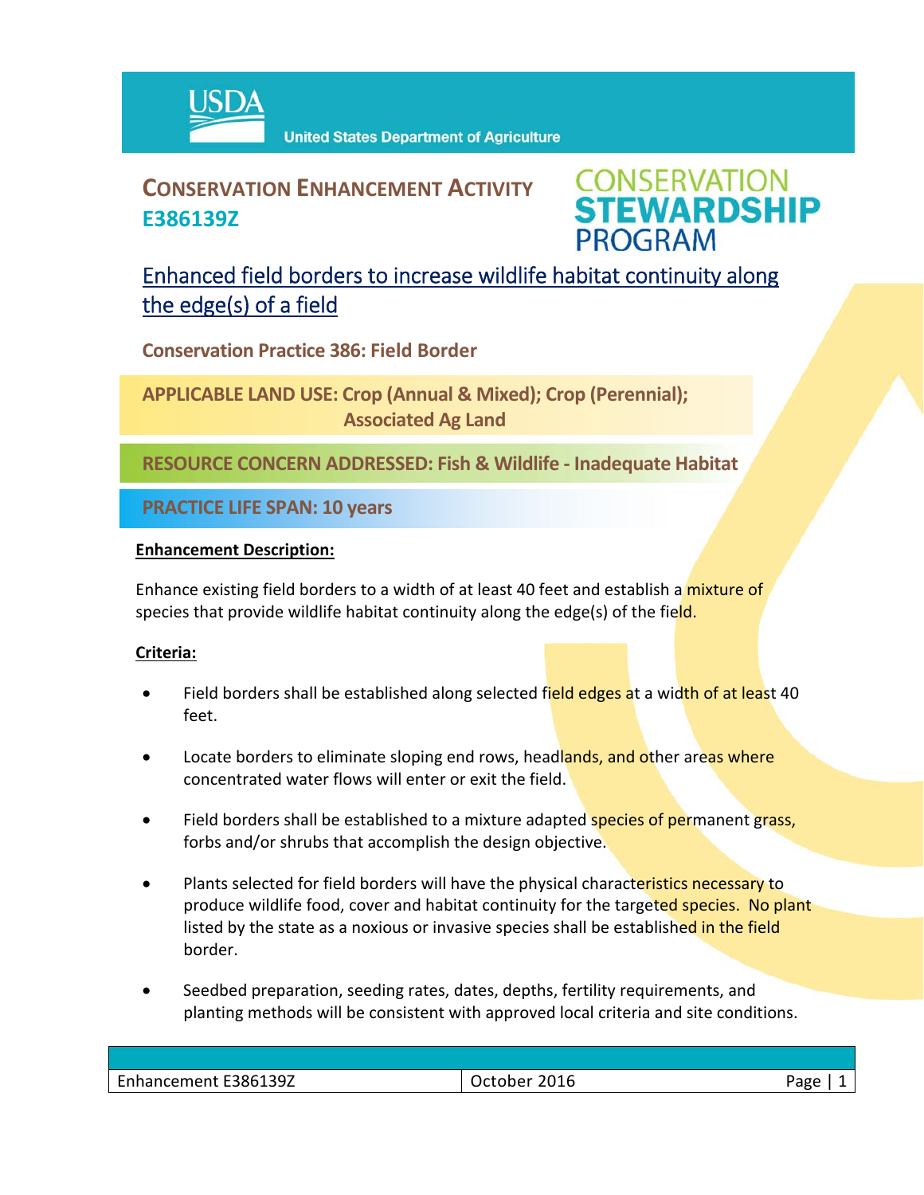USDA United States Department of Agriculture

# CONSERVATION ENHANCEMENT ACTIVITY E386139Z

CONSERVATION STEWARDSHIP PROGRAM

## Enhanced field borders to increase wildlife habitat continuity along the edge(s) of a field

**Conservation Practice 386: Field Border**

**APPLICABLE LAND USE: Crop (Annual & Mixed); Crop (Perennial); Associated Ag Land**

**RESOURCE CONCERN ADDRESSED: Fish & Wildlife - Inadequate Habitat**

**PRACTICE LIFE SPAN: 10 years**

**Enhancement Description:**

Enhance existing field borders to a width of at least 40 feet and establish a mixture of species that provide wildlife habitat continuity along the edge(s) of the field.

**Criteria:**

- Field borders shall be established along selected field edges at a width of at least 40 feet.
- Locate borders to eliminate sloping end rows, headlands, and other areas where concentrated water flows will enter or exit the field.
- Field borders shall be established to a mixture adapted species of permanent grass, forbs and/or shrubs that accomplish the design objective.
- Plants selected for field borders will have the physical characteristics necessary to produce wildlife food, cover and habitat continuity for the targeted species. No plant listed by the state as a noxious or invasive species shall be established in the field border.
- Seedbed preparation, seeding rates, dates, depths, fertility requirements, and planting methods will be consistent with approved local criteria and site conditions.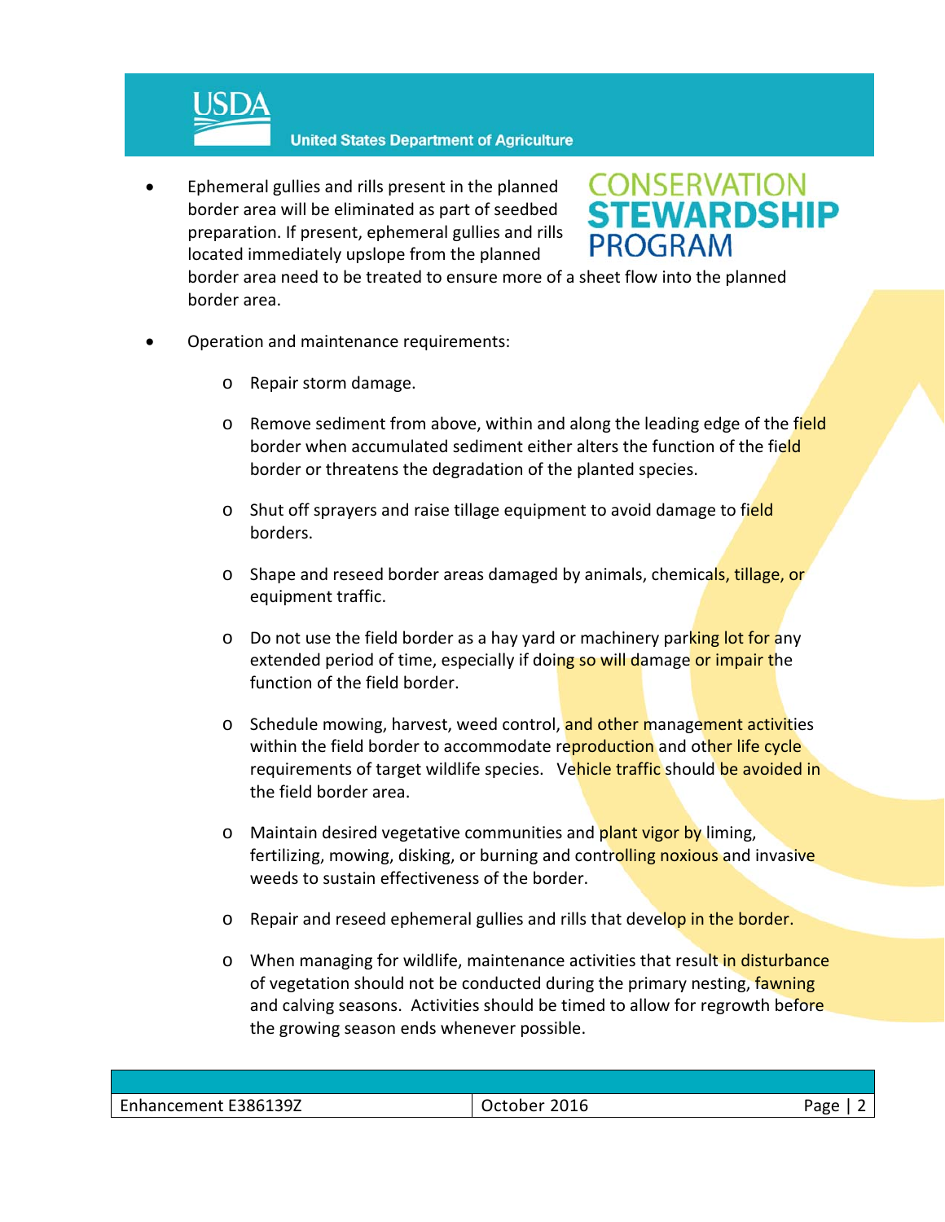- Ephemeral gullies and rills present in the planned border area will be eliminated as part of seedbed preparation. If present, ephemeral gullies and rills located immediately upslope from the planned border area need to be treated to ensure more of a sheet flow into the planned border area.

- Operation and maintenance requirements:

  - Repair storm damage.

  - Remove sediment from above, within and along the leading edge of the field border when accumulated sediment either alters the function of the field border or threatens the degradation of the planted species.

  - Shut off sprayers and raise tillage equipment to avoid damage to field borders.

  - Shape and reseed border areas damaged by animals, chemicals, tillage, or equipment traffic.

  - Do not use the field border as a hay yard or machinery parking lot for any extended period of time, especially if doing so will damage or impair the function of the field border.

  - Schedule mowing, harvest, weed control, and other management activities within the field border to accommodate reproduction and other life cycle requirements of target wildlife species. Vehicle traffic should be avoided in the field border area.

  - Maintain desired vegetative communities and plant vigor by liming, fertilizing, mowing, disking, or burning and controlling noxious and invasive weeds to sustain effectiveness of the border.

  - Repair and reseed ephemeral gullies and rills that develop in the border.

  - When managing for wildlife, maintenance activities that result in disturbance of vegetation should not be conducted during the primary nesting, fawning and calving seasons. Activities should be timed to allow for regrowth before the growing season ends whenever possible.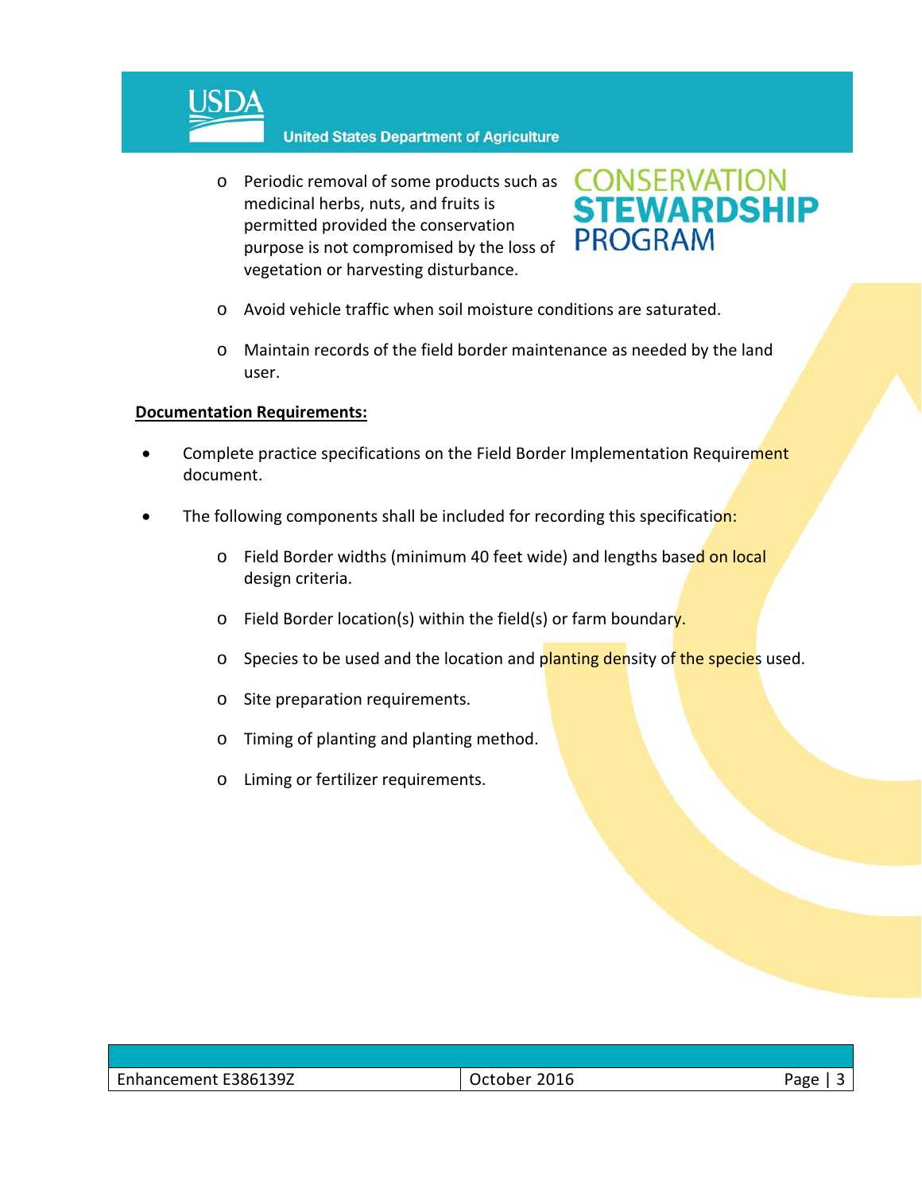- Periodic removal of some products such as medicinal herbs, nuts, and fruits is permitted provided the conservation purpose is not compromised by the loss of vegetation or harvesting disturbance.

- Avoid vehicle traffic when soil moisture conditions are saturated.

- Maintain records of the field border maintenance as needed by the land user.

**Documentation Requirements:**

- Complete practice specifications on the Field Border Implementation Requirement document.

- The following components shall be included for recording this specification:

    - Field Border widths (minimum 40 feet wide) and lengths based on local design criteria.

    - Field Border location(s) within the field(s) or farm boundary.

    - Species to be used and the location and planting density of the species used.

    - Site preparation requirements.

    - Timing of planting and planting method.

    - Liming or fertilizer requirements.